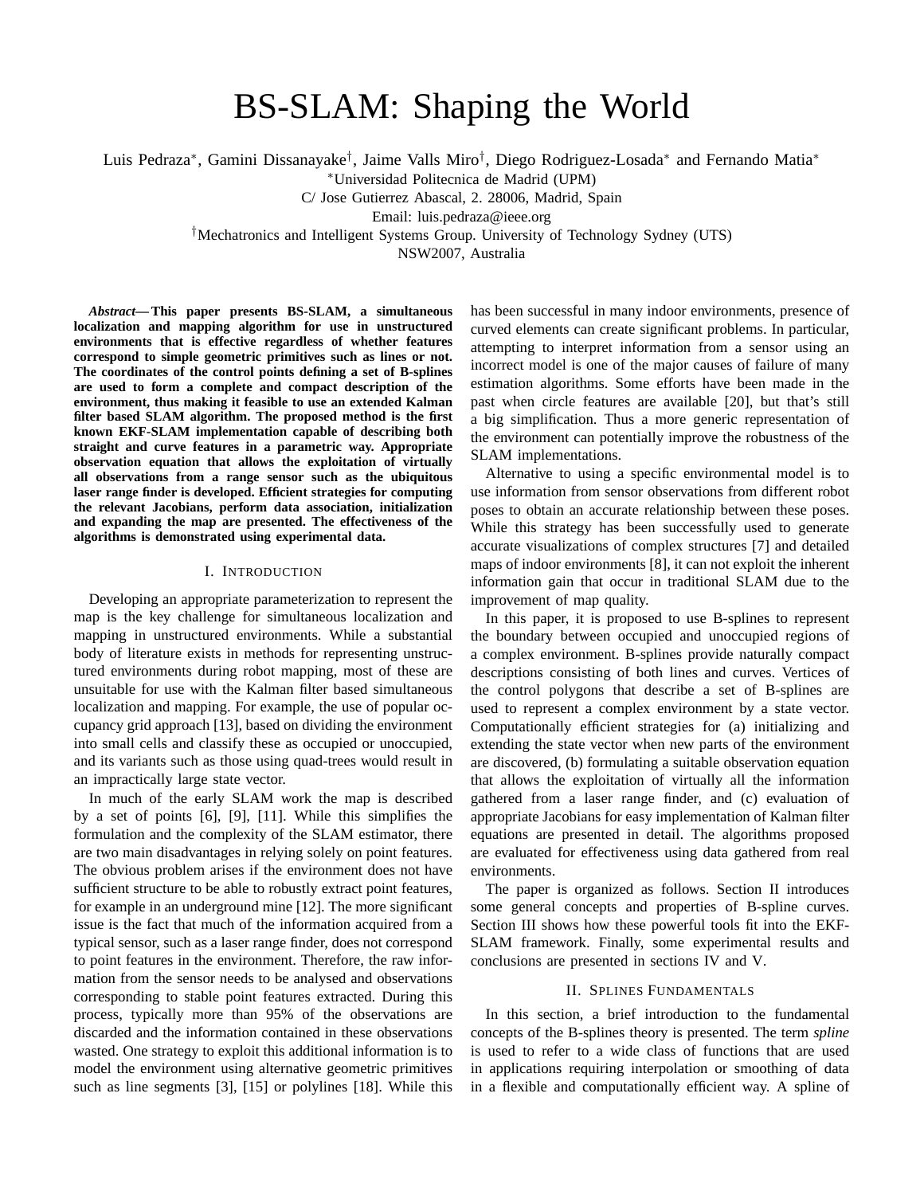# BS-SLAM: Shaping the World

Luis Pedraza*, Gamini Dissanayake†, Jaime Valls Miro†, Diego Rodriguez-Losada* and Fernando Matia*

*Universidad Politecnica de Madrid (UPM)
C/ Jose Gutierrez Abascal, 2. 28006, Madrid, Spain
Email: luis.pedraza@ieee.org

†Mechatronics and Intelligent Systems Group. University of Technology Sydney (UTS)
NSW2007, Australia

***Abstract*— This paper presents BS-SLAM, a simultaneous localization and mapping algorithm for use in unstructured environments that is effective regardless of whether features correspond to simple geometric primitives such as lines or not. The coordinates of the control points defining a set of B-splines are used to form a complete and compact description of the environment, thus making it feasible to use an extended Kalman filter based SLAM algorithm. The proposed method is the first known EKF-SLAM implementation capable of describing both straight and curve features in a parametric way. Appropriate observation equation that allows the exploitation of virtually all observations from a range sensor such as the ubiquitous laser range finder is developed. Efficient strategies for computing the relevant Jacobians, perform data association, initialization and expanding the map are presented. The effectiveness of the algorithms is demonstrated using experimental data.**

## I. Introduction

Developing an appropriate parameterization to represent the map is the key challenge for simultaneous localization and mapping in unstructured environments. While a substantial body of literature exists in methods for representing unstructured environments during robot mapping, most of these are unsuitable for use with the Kalman filter based simultaneous localization and mapping. For example, the use of popular occupancy grid approach [13], based on dividing the environment into small cells and classify these as occupied or unoccupied, and its variants such as those using quad-trees would result in an impractically large state vector.

In much of the early SLAM work the map is described by a set of points [6], [9], [11]. While this simplifies the formulation and the complexity of the SLAM estimator, there are two main disadvantages in relying solely on point features. The obvious problem arises if the environment does not have sufficient structure to be able to robustly extract point features, for example in an underground mine [12]. The more significant issue is the fact that much of the information acquired from a typical sensor, such as a laser range finder, does not correspond to point features in the environment. Therefore, the raw information from the sensor needs to be analysed and observations corresponding to stable point features extracted. During this process, typically more than 95% of the observations are discarded and the information contained in these observations wasted. One strategy to exploit this additional information is to model the environment using alternative geometric primitives such as line segments [3], [15] or polylines [18]. While this has been successful in many indoor environments, presence of curved elements can create significant problems. In particular, attempting to interpret information from a sensor using an incorrect model is one of the major causes of failure of many estimation algorithms. Some efforts have been made in the past when circle features are available [20], but that's still a big simplification. Thus a more generic representation of the environment can potentially improve the robustness of the SLAM implementations.

Alternative to using a specific environmental model is to use information from sensor observations from different robot poses to obtain an accurate relationship between these poses. While this strategy has been successfully used to generate accurate visualizations of complex structures [7] and detailed maps of indoor environments [8], it can not exploit the inherent information gain that occur in traditional SLAM due to the improvement of map quality.

In this paper, it is proposed to use B-splines to represent the boundary between occupied and unoccupied regions of a complex environment. B-splines provide naturally compact descriptions consisting of both lines and curves. Vertices of the control polygons that describe a set of B-splines are used to represent a complex environment by a state vector. Computationally efficient strategies for (a) initializing and extending the state vector when new parts of the environment are discovered, (b) formulating a suitable observation equation that allows the exploitation of virtually all the information gathered from a laser range finder, and (c) evaluation of appropriate Jacobians for easy implementation of Kalman filter equations are presented in detail. The algorithms proposed are evaluated for effectiveness using data gathered from real environments.

The paper is organized as follows. Section II introduces some general concepts and properties of B-spline curves. Section III shows how these powerful tools fit into the EKF-SLAM framework. Finally, some experimental results and conclusions are presented in sections IV and V.

## II. Splines Fundamentals

In this section, a brief introduction to the fundamental concepts of the B-splines theory is presented. The term *spline* is used to refer to a wide class of functions that are used in applications requiring interpolation or smoothing of data in a flexible and computationally efficient way. A spline of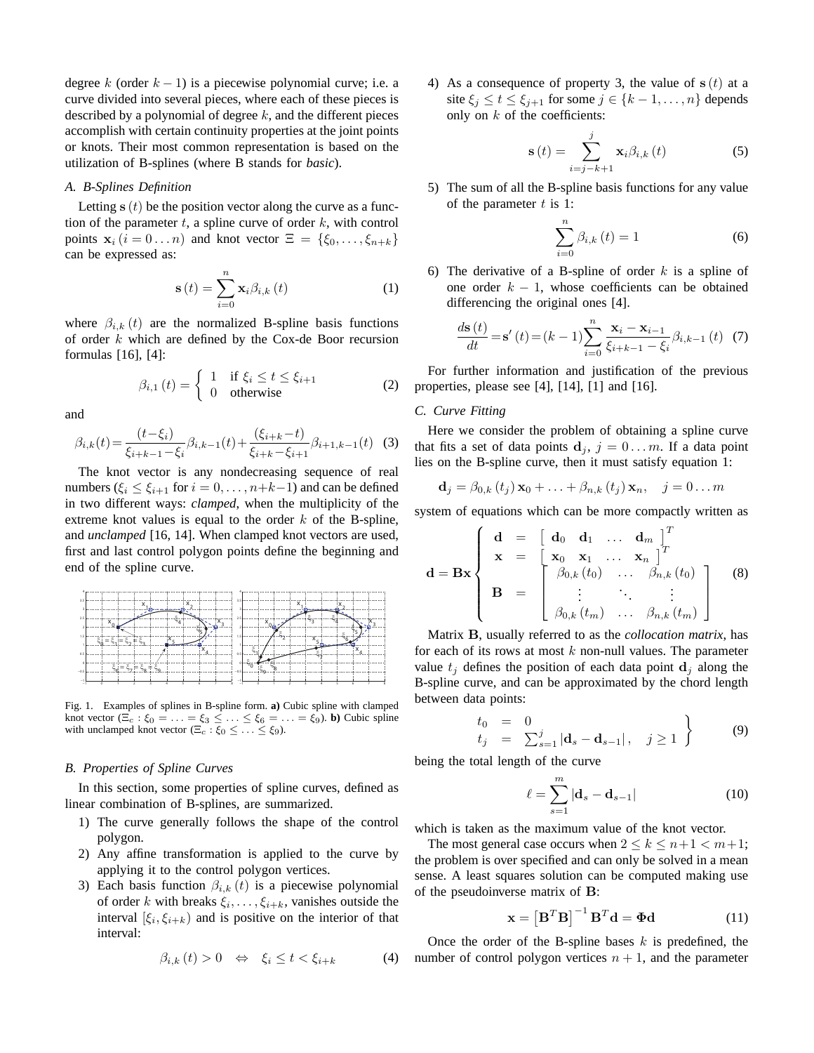degree $k$ (order $k-1$) is a piecewise polynomial curve; i.e. a curve divided into several pieces, where each of these pieces is described by a polynomial of degree $k$, and the different pieces accomplish with certain continuity properties at the joint points or knots. Their most common representation is based on the utilization of B-splines (where B stands for *basic*).

### A. B-Splines Definition

Letting $\mathbf{s}(t)$ be the position vector along the curve as a function of the parameter $t$, a spline curve of order $k$, with control points $\mathbf{x}_i\ (i = 0 \ldots n)$ and knot vector $\Xi = \{\xi_0, \ldots, \xi_{n+k}\}$ can be expressed as:

$$\mathbf{s}(t) = \sum_{i=0}^{n} \mathbf{x}_i \beta_{i,k}(t) \quad (1)$$

where $\beta_{i,k}(t)$ are the normalized B-spline basis functions of order $k$ which are defined by the Cox-de Boor recursion formulas [16], [4]:

$$\beta_{i,1}(t) = \begin{cases} 1 & \text{if } \xi_i \leq t \leq \xi_{i+1} \\ 0 & \text{otherwise} \end{cases} \quad (2)$$

and

$$\beta_{i,k}(t) = \frac{(t-\xi_i)}{\xi_{i+k-1}-\xi_i}\beta_{i,k-1}(t) + \frac{(\xi_{i+k}-t)}{\xi_{i+k}-\xi_{i+1}}\beta_{i+1,k-1}(t) \quad (3)$$

The knot vector is any nondecreasing sequence of real numbers ($\xi_i \leq \xi_{i+1}$ for $i = 0, \ldots, n+k-1$) and can be defined in two different ways: *clamped*, when the multiplicity of the extreme knot values is equal to the order $k$ of the B-spline, and *unclamped* [16, 14]. When clamped knot vectors are used, first and last control polygon points define the beginning and end of the spline curve.

Fig. 1. Examples of splines in B-spline form. **a)** Cubic spline with clamped knot vector ($\Xi_c : \xi_0 = \ldots = \xi_3 \leq \ldots \leq \xi_6 = \ldots = \xi_9$). **b)** Cubic spline with unclamped knot vector ($\Xi_c : \xi_0 \leq \ldots \leq \xi_9$).

### B. Properties of Spline Curves

In this section, some properties of spline curves, defined as linear combination of B-splines, are summarized.

1) The curve generally follows the shape of the control polygon.
2) Any affine transformation is applied to the curve by applying it to the control polygon vertices.
3) Each basis function $\beta_{i,k}(t)$ is a piecewise polynomial of order $k$ with breaks $\xi_i, \ldots, \xi_{i+k}$, vanishes outside the interval $[\xi_i, \xi_{i+k})$ and is positive on the interior of that interval:
$$\beta_{i,k}(t) > 0 \quad \Leftrightarrow \quad \xi_i \leq t < \xi_{i+k} \quad (4)$$
4) As a consequence of property 3, the value of $\mathbf{s}(t)$ at a site $\xi_j \leq t \leq \xi_{j+1}$ for some $j \in \{k-1, \ldots, n\}$ depends only on $k$ of the coefficients:
$$\mathbf{s}(t) = \sum_{i=j-k+1}^{j} \mathbf{x}_i \beta_{i,k}(t) \quad (5)$$
5) The sum of all the B-spline basis functions for any value of the parameter $t$ is 1:
$$\sum_{i=0}^{n} \beta_{i,k}(t) = 1 \quad (6)$$
6) The derivative of a B-spline of order $k$ is a spline of one order $k-1$, whose coefficients can be obtained differencing the original ones [4].
$$\frac{d\mathbf{s}(t)}{dt} = \mathbf{s}'(t) = (k-1)\sum_{i=0}^{n} \frac{\mathbf{x}_i - \mathbf{x}_{i-1}}{\xi_{i+k-1} - \xi_i}\beta_{i,k-1}(t) \quad (7)$$

For further information and justification of the previous properties, please see [4], [14], [1] and [16].

### C. Curve Fitting

Here we consider the problem of obtaining a spline curve that fits a set of data points $\mathbf{d}_j,\ j = 0 \ldots m$. If a data point lies on the B-spline curve, then it must satisfy equation 1:

$$\mathbf{d}_j = \beta_{0,k}(t_j)\,\mathbf{x}_0 + \ldots + \beta_{n,k}(t_j)\,\mathbf{x}_n, \quad j = 0 \ldots m$$

system of equations which can be more compactly written as

$$\mathbf{d} = \mathbf{B}\mathbf{x} \left\{ \begin{array}{lcl} \mathbf{d} & = & \begin{bmatrix} \mathbf{d}_0 & \mathbf{d}_1 & \ldots & \mathbf{d}_m \end{bmatrix}^T \\ \mathbf{x} & = & \begin{bmatrix} \mathbf{x}_0 & \mathbf{x}_1 & \ldots & \mathbf{x}_n \end{bmatrix}^T \\ \mathbf{B} & = & \begin{bmatrix} \beta_{0,k}(t_0) & \ldots & \beta_{n,k}(t_0) \\ \vdots & \ddots & \vdots \\ \beta_{0,k}(t_m) & \ldots & \beta_{n,k}(t_m) \end{bmatrix} \end{array} \right. \quad (8)$$

Matrix $\mathbf{B}$, usually referred to as the *collocation matrix*, has for each of its rows at most $k$ non-null values. The parameter value $t_j$ defines the position of each data point $\mathbf{d}_j$ along the B-spline curve, and can be approximated by the chord length between data points:

$$\left. \begin{array}{lcl} t_0 & = & 0 \\ t_j & = & \sum_{s=1}^{j} |\mathbf{d}_s - \mathbf{d}_{s-1}|, \quad j \geq 1 \end{array} \right\} \quad (9)$$

being the total length of the curve

$$\ell = \sum_{s=1}^{m} |\mathbf{d}_s - \mathbf{d}_{s-1}| \quad (10)$$

which is taken as the maximum value of the knot vector.

The most general case occurs when $2 \leq k \leq n+1 < m+1$; the problem is over specified and can only be solved in a mean sense. A least squares solution can be computed making use of the pseudoinverse matrix of $\mathbf{B}$:

$$\mathbf{x} = \left[\mathbf{B}^T\mathbf{B}\right]^{-1}\mathbf{B}^T\mathbf{d} = \mathbf{\Phi}\mathbf{d} \quad (11)$$

Once the order of the B-spline bases $k$ is predefined, the number of control polygon vertices $n+1$, and the parameter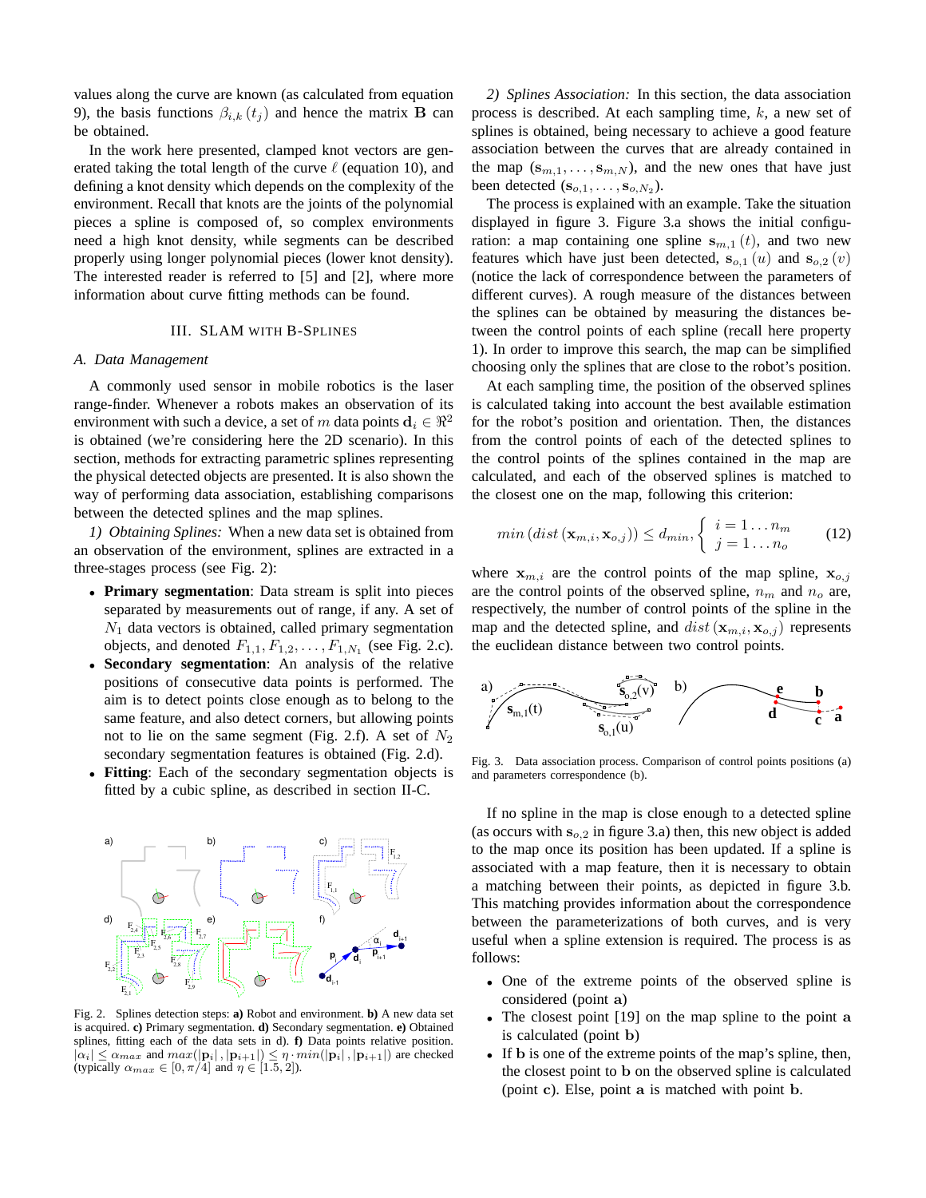values along the curve are known (as calculated from equation 9), the basis functions $\beta_{i,k}(t_j)$ and hence the matrix $\mathbf{B}$ can be obtained.

In the work here presented, clamped knot vectors are generated taking the total length of the curve $\ell$ (equation 10), and defining a knot density which depends on the complexity of the environment. Recall that knots are the joints of the polynomial pieces a spline is composed of, so complex environments need a high knot density, while segments can be described properly using longer polynomial pieces (lower knot density). The interested reader is referred to [5] and [2], where more information about curve fitting methods can be found.

## III. SLAM WITH B-SPLINES

### A. Data Management

A commonly used sensor in mobile robotics is the laser range-finder. Whenever a robots makes an observation of its environment with such a device, a set of $m$ data points $\mathbf{d}_i \in \Re^2$ is obtained (we're considering here the 2D scenario). In this section, methods for extracting parametric splines representing the physical detected objects are presented. It is also shown the way of performing data association, establishing comparisons between the detected splines and the map splines.

*1) Obtaining Splines:* When a new data set is obtained from an observation of the environment, splines are extracted in a three-stages process (see Fig. 2):

- **Primary segmentation**: Data stream is split into pieces separated by measurements out of range, if any. A set of $N_1$ data vectors is obtained, called primary segmentation objects, and denoted $F_{1,1}, F_{1,2}, \ldots, F_{1,N_1}$ (see Fig. 2.c).
- **Secondary segmentation**: An analysis of the relative positions of consecutive data points is performed. The aim is to detect points close enough as to belong to the same feature, and also detect corners, but allowing points not to lie on the same segment (Fig. 2.f). A set of $N_2$ secondary segmentation features is obtained (Fig. 2.d).
- **Fitting**: Each of the secondary segmentation objects is fitted by a cubic spline, as described in section II-C.

Fig. 2. Splines detection steps: **a)** Robot and environment. **b)** A new data set is acquired. **c)** Primary segmentation. **d)** Secondary segmentation. **e)** Obtained splines, fitting each of the data sets in d). **f)** Data points relative position. $|\alpha_i| \leq \alpha_{max}$ and $max(|\mathbf{p}_i|, |\mathbf{p}_{i+1}|) \leq \eta \cdot min(|\mathbf{p}_i|, |\mathbf{p}_{i+1}|)$ are checked (typically $\alpha_{max} \in [0, \pi/4]$ and $\eta \in [1.5, 2]$).

*2) Splines Association:* In this section, the data association process is described. At each sampling time, $k$, a new set of splines is obtained, being necessary to achieve a good feature association between the curves that are already contained in the map $(\mathbf{s}_{m,1}, \ldots, \mathbf{s}_{m,N})$, and the new ones that have just been detected $(\mathbf{s}_{o,1}, \ldots, \mathbf{s}_{o,N_2})$.

The process is explained with an example. Take the situation displayed in figure 3. Figure 3.a shows the initial configuration: a map containing one spline $\mathbf{s}_{m,1}(t)$, and two new features which have just been detected, $\mathbf{s}_{o,1}(u)$ and $\mathbf{s}_{o,2}(v)$ (notice the lack of correspondence between the parameters of different curves). A rough measure of the distances between the splines can be obtained by measuring the distances between the control points of each spline (recall here property 1). In order to improve this search, the map can be simplified choosing only the splines that are close to the robot's position.

At each sampling time, the position of the observed splines is calculated taking into account the best available estimation for the robot's position and orientation. Then, the distances from the control points of each of the detected splines to the control points of the splines contained in the map are calculated, and each of the observed splines is matched to the closest one on the map, following this criterion:

$$min\left(dist\left(\mathbf{x}_{m,i}, \mathbf{x}_{o,j}\right)\right) \leq d_{min}, \begin{cases} i = 1 \ldots n_m \\ j = 1 \ldots n_o \end{cases} \qquad (12)$$

where $\mathbf{x}_{m,i}$ are the control points of the map spline, $\mathbf{x}_{o,j}$ are the control points of the observed spline, $n_m$ and $n_o$ are, respectively, the number of control points of the spline in the map and the detected spline, and $dist(\mathbf{x}_{m,i}, \mathbf{x}_{o,j})$ represents the euclidean distance between two control points.

Fig. 3. Data association process. Comparison of control points positions (a) and parameters correspondence (b).

If no spline in the map is close enough to a detected spline (as occurs with $\mathbf{s}_{o,2}$ in figure 3.a) then, this new object is added to the map once its position has been updated. If a spline is associated with a map feature, then it is necessary to obtain a matching between their points, as depicted in figure 3.b. This matching provides information about the correspondence between the parameterizations of both curves, and is very useful when a spline extension is required. The process is as follows:

- One of the extreme points of the observed spline is considered (point $\mathbf{a}$)
- The closest point [19] on the map spline to the point $\mathbf{a}$ is calculated (point $\mathbf{b}$)
- If $\mathbf{b}$ is one of the extreme points of the map's spline, then, the closest point to $\mathbf{b}$ on the observed spline is calculated (point $\mathbf{c}$). Else, point $\mathbf{a}$ is matched with point $\mathbf{b}$.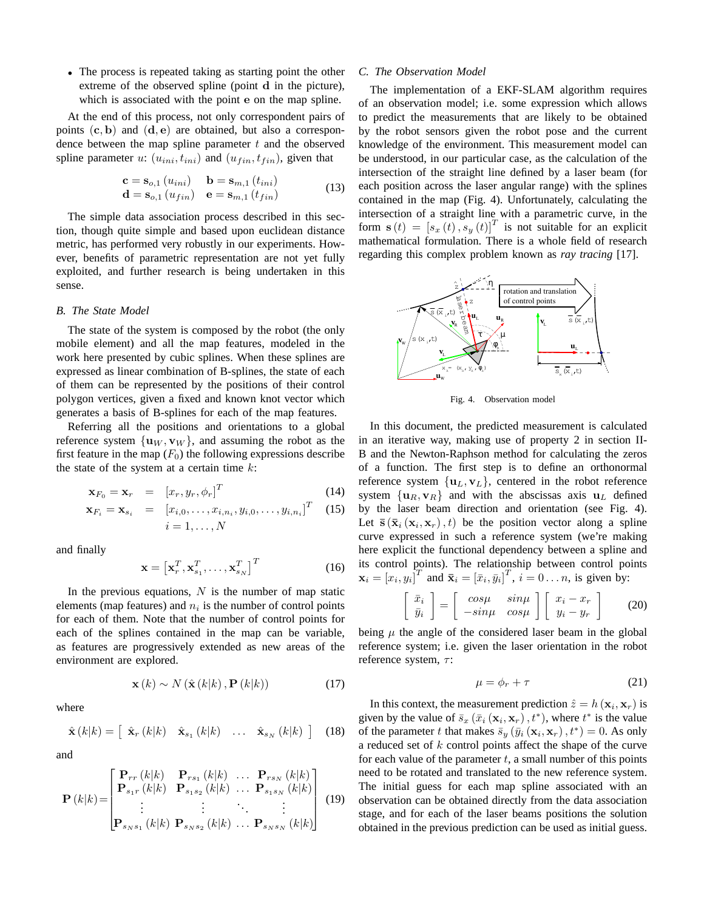- The process is repeated taking as starting point the other extreme of the observed spline (point $\mathbf{d}$ in the picture), which is associated with the point $\mathbf{e}$ on the map spline.

At the end of this process, not only correspondent pairs of points $(\mathbf{c}, \mathbf{b})$ and $(\mathbf{d}, \mathbf{e})$ are obtained, but also a correspondence between the map spline parameter $t$ and the observed spline parameter $u$: $(u_{ini}, t_{ini})$ and $(u_{fin}, t_{fin})$, given that

$$
\begin{array}{ll}
\mathbf{c} = \mathbf{s}_{o,1}(u_{ini}) & \mathbf{b} = \mathbf{s}_{m,1}(t_{ini}) \\
\mathbf{d} = \mathbf{s}_{o,1}(u_{fin}) & \mathbf{e} = \mathbf{s}_{m,1}(t_{fin})
\end{array}
\tag{13}
$$

The simple data association process described in this section, though quite simple and based upon euclidean distance metric, has performed very robustly in our experiments. However, benefits of parametric representation are not yet fully exploited, and further research is being undertaken in this sense.

### B. The State Model

The state of the system is composed by the robot (the only mobile element) and all the map features, modeled in the work here presented by cubic splines. When these splines are expressed as linear combination of B-splines, the state of each of them can be represented by the positions of their control polygon vertices, given a fixed and known knot vector which generates a basis of B-splines for each of the map features.

Referring all the positions and orientations to a global reference system $\{\mathbf{u}_W, \mathbf{v}_W\}$, and assuming the robot as the first feature in the map ($F_0$) the following expressions describe the state of the system at a certain time $k$:

$$
\mathbf{x}_{F_0} = \mathbf{x}_r = [x_r, y_r, \phi_r]^T \tag{14}
$$

$$
\mathbf{x}_{F_i} = \mathbf{x}_{s_i} = [x_{i,0}, \ldots, x_{i,n_i}, y_{i,0}, \ldots, y_{i,n_i}]^T \quad i = 1, \ldots, N \tag{15}
$$

and finally

$$
\mathbf{x} = \left[\mathbf{x}_r^T, \mathbf{x}_{s_1}^T, \ldots, \mathbf{x}_{s_N}^T\right]^T \tag{16}
$$

In the previous equations, $N$ is the number of map static elements (map features) and $n_i$ is the number of control points for each of them. Note that the number of control points for each of the splines contained in the map can be variable, as features are progressively extended as new areas of the environment are explored.

$$
\mathbf{x}(k) \sim N(\hat{\mathbf{x}}(k|k), \mathbf{P}(k|k)) \tag{17}
$$

where

$$
\hat{\mathbf{x}}(k|k) = \left[\begin{array}{cccc} \hat{\mathbf{x}}_r(k|k) & \hat{\mathbf{x}}_{s_1}(k|k) & \ldots & \hat{\mathbf{x}}_{s_N}(k|k) \end{array}\right] \tag{18}
$$

and

$$
\mathbf{P}(k|k) = \begin{bmatrix}
\mathbf{P}_{rr}(k|k) & \mathbf{P}_{rs_1}(k|k) & \ldots & \mathbf{P}_{rs_N}(k|k) \\
\mathbf{P}_{s_1 r}(k|k) & \mathbf{P}_{s_1 s_2}(k|k) & \ldots & \mathbf{P}_{s_1 s_N}(k|k) \\
\vdots & \vdots & \ddots & \vdots \\
\mathbf{P}_{s_N s_1}(k|k) & \mathbf{P}_{s_N s_2}(k|k) & \ldots & \mathbf{P}_{s_N s_N}(k|k)
\end{bmatrix} \tag{19}
$$

### C. The Observation Model

The implementation of a EKF-SLAM algorithm requires of an observation model; i.e. some expression which allows to predict the measurements that are likely to be obtained by the robot sensors given the robot pose and the current knowledge of the environment. This measurement model can be understood, in our particular case, as the calculation of the intersection of the straight line defined by a laser beam (for each position across the laser angular range) with the splines contained in the map (Fig. 4). Unfortunately, calculating the intersection of a straight line with a parametric curve, in the form $\mathbf{s}(t) = [s_x(t), s_y(t)]^T$ is not suitable for an explicit mathematical formulation. There is a whole field of research regarding this complex problem known as *ray tracing* [17].

Fig. 4. Observation model

In this document, the predicted measurement is calculated in an iterative way, making use of property 2 in section II-B and the Newton-Raphson method for calculating the zeros of a function. The first step is to define an orthonormal reference system $\{\mathbf{u}_L, \mathbf{v}_L\}$, centered in the robot reference system $\{\mathbf{u}_R, \mathbf{v}_R\}$ and with the abscissas axis $\mathbf{u}_L$ defined by the laser beam direction and orientation (see Fig. 4). Let $\bar{\mathbf{s}}(\bar{\mathbf{x}}_i(\mathbf{x}_i, \mathbf{x}_r), t)$ be the position vector along a spline curve expressed in such a reference system (we're making here explicit the functional dependency between a spline and its control points). The relationship between control points $\mathbf{x}_i = [x_i, y_i]^T$ and $\bar{\mathbf{x}}_i = [\bar{x}_i, \bar{y}_i]^T$, $i = 0 \ldots n$, is given by:

$$
\begin{bmatrix} \bar{x}_i \\ \bar{y}_i \end{bmatrix} = \begin{bmatrix} cos\mu & sin\mu \\ -sin\mu & cos\mu \end{bmatrix} \begin{bmatrix} x_i - x_r \\ y_i - y_r \end{bmatrix} \tag{20}
$$

being $\mu$ the angle of the considered laser beam in the global reference system; i.e. given the laser orientation in the robot reference system, $\tau$:

$$
\mu = \phi_r + \tau \tag{21}
$$

In this context, the measurement prediction $\hat{z} = h(\mathbf{x}_i, \mathbf{x}_r)$ is given by the value of $\bar{s}_x(\bar{x}_i(\mathbf{x}_i, \mathbf{x}_r), t^*)$, where $t^*$ is the value of the parameter $t$ that makes $\bar{s}_y(\bar{y}_i(\mathbf{x}_i, \mathbf{x}_r), t^*) = 0$. As only a reduced set of $k$ control points affect the shape of the curve for each value of the parameter $t$, a small number of this points need to be rotated and translated to the new reference system. The initial guess for each map spline associated with an observation can be obtained directly from the data association stage, and for each of the laser beams positions the solution obtained in the previous prediction can be used as initial guess.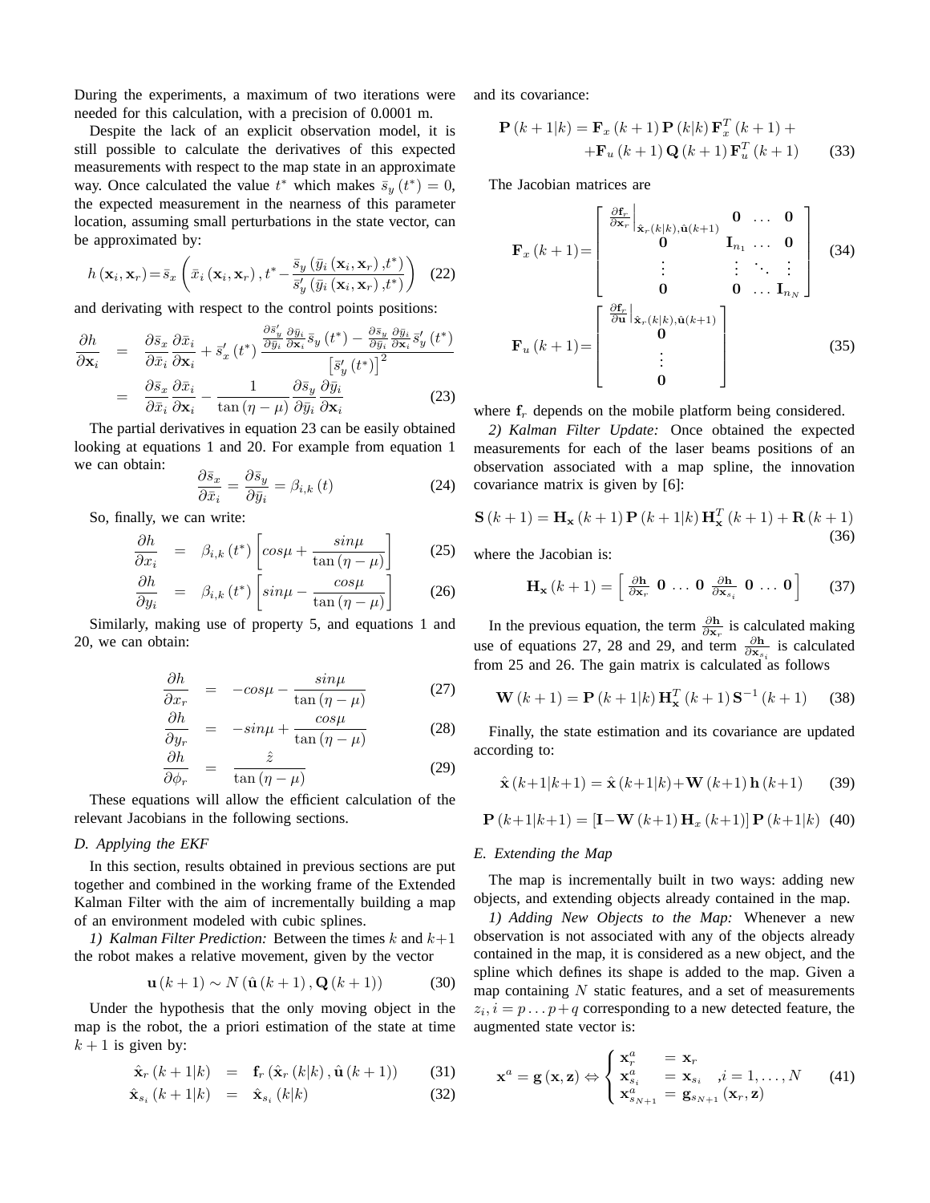During the experiments, a maximum of two iterations were needed for this calculation, with a precision of 0.0001 m.

Despite the lack of an explicit observation model, it is still possible to calculate the derivatives of this expected measurements with respect to the map state in an approximate way. Once calculated the value $t^*$ which makes $\bar{s}_y(t^*) = 0$, the expected measurement in the nearness of this parameter location, assuming small perturbations in the state vector, can be approximated by:

$$h(\mathbf{x}_i, \mathbf{x}_r) = \bar{s}_x\left(\bar{x}_i(\mathbf{x}_i, \mathbf{x}_r), t^* - \frac{\bar{s}_y(\bar{y}_i(\mathbf{x}_i, \mathbf{x}_r), t^*)}{\bar{s}'_y(\bar{y}_i(\mathbf{x}_i, \mathbf{x}_r), t^*)}\right) \quad (22)$$

and derivating with respect to the control points positions:

$$\begin{aligned} \frac{\partial h}{\partial \mathbf{x}_i} &= \frac{\partial \bar{s}_x}{\partial \bar{x}_i}\frac{\partial \bar{x}_i}{\partial \mathbf{x}_i} + \bar{s}'_x(t^*)\frac{\frac{\partial \bar{s}'_y}{\partial \bar{y}_i}\frac{\partial \bar{y}_i}{\partial \mathbf{x}_i}\bar{s}_y(t^*) - \frac{\partial \bar{s}_y}{\partial \bar{y}_i}\frac{\partial \bar{y}_i}{\partial \mathbf{x}_i}\bar{s}'_y(t^*)}{\left[\bar{s}'_y(t^*)\right]^2} \\ &= \frac{\partial \bar{s}_x}{\partial \bar{x}_i}\frac{\partial \bar{x}_i}{\partial \mathbf{x}_i} - \frac{1}{\tan(\eta - \mu)}\frac{\partial \bar{s}_y}{\partial \bar{y}_i}\frac{\partial \bar{y}_i}{\partial \mathbf{x}_i} \end{aligned} \quad (23)$$

The partial derivatives in equation 23 can be easily obtained looking at equations 1 and 20. For example from equation 1 we can obtain:

$$\frac{\partial \bar{s}_x}{\partial \bar{x}_i} = \frac{\partial \bar{s}_y}{\partial \bar{y}_i} = \beta_{i,k}(t) \quad (24)$$

So, finally, we can write:

$$\frac{\partial h}{\partial x_i} = \beta_{i,k}(t^*)\left[cos\mu + \frac{sin\mu}{\tan(\eta - \mu)}\right] \quad (25)$$

$$\frac{\partial h}{\partial y_i} = \beta_{i,k}(t^*)\left[sin\mu - \frac{cos\mu}{\tan(\eta - \mu)}\right] \quad (26)$$

Similarly, making use of property 5, and equations 1 and 20, we can obtain:

$$\frac{\partial h}{\partial x_r} = -cos\mu - \frac{sin\mu}{\tan(\eta - \mu)} \quad (27)$$

$$\frac{\partial h}{\partial y_r} = -sin\mu + \frac{cos\mu}{\tan(\eta - \mu)} \quad (28)$$

$$\frac{\partial h}{\partial \phi_r} = \frac{\hat{z}}{\tan(\eta - \mu)} \quad (29)$$

These equations will allow the efficient calculation of the relevant Jacobians in the following sections.

### D. Applying the EKF

In this section, results obtained in previous sections are put together and combined in the working frame of the Extended Kalman Filter with the aim of incrementally building a map of an environment modeled with cubic splines.

*1) Kalman Filter Prediction:* Between the times $k$ and $k+1$ the robot makes a relative movement, given by the vector

$$\mathbf{u}(k+1) \sim N\left(\hat{\mathbf{u}}(k+1), \mathbf{Q}(k+1)\right) \quad (30)$$

Under the hypothesis that the only moving object in the map is the robot, the a priori estimation of the state at time $k+1$ is given by:

$$\hat{\mathbf{x}}_r(k+1|k) = \mathbf{f}_r\left(\hat{\mathbf{x}}_r(k|k), \hat{\mathbf{u}}(k+1)\right) \quad (31)$$

$$\hat{\mathbf{x}}_{s_i}(k+1|k) = \hat{\mathbf{x}}_{s_i}(k|k) \quad (32)$$

and its covariance:

$$\begin{aligned} \mathbf{P}(k+1|k) = \mathbf{F}_x(k+1)\mathbf{P}(k|k)\mathbf{F}_x^T(k+1) + \\ + \mathbf{F}_u(k+1)\mathbf{Q}(k+1)\mathbf{F}_u^T(k+1) \end{aligned} \quad (33)$$

The Jacobian matrices are

$$\mathbf{F}_x(k+1) = \begin{bmatrix} \left.\frac{\partial \mathbf{f}_r}{\partial \mathbf{x}_r}\right|_{\hat{\mathbf{x}}_r(k|k), \hat{\mathbf{u}}(k+1)} & \mathbf{0} & \dots & \mathbf{0} \\ \mathbf{0} & \mathbf{I}_{n_1} & \dots & \mathbf{0} \\ \vdots & \vdots & \ddots & \vdots \\ \mathbf{0} & \mathbf{0} & \dots & \mathbf{I}_{n_N} \end{bmatrix} \quad (34)$$

$$\mathbf{F}_u(k+1) = \begin{bmatrix} \left.\frac{\partial \mathbf{f}_r}{\partial \mathbf{u}}\right|_{\hat{\mathbf{x}}_r(k|k), \hat{\mathbf{u}}(k+1)} \\ \mathbf{0} \\ \vdots \\ \mathbf{0} \end{bmatrix} \quad (35)$$

where $\mathbf{f}_r$ depends on the mobile platform being considered.

*2) Kalman Filter Update:* Once obtained the expected measurements for each of the laser beams positions of an observation associated with a map spline, the innovation covariance matrix is given by [6]:

$$\mathbf{S}(k+1) = \mathbf{H}_{\mathbf{x}}(k+1)\mathbf{P}(k+1|k)\mathbf{H}_{\mathbf{x}}^T(k+1) + \mathbf{R}(k+1) \quad (36)$$

where the Jacobian is:

$$\mathbf{H}_{\mathbf{x}}(k+1) = \begin{bmatrix} \frac{\partial \mathbf{h}}{\partial \mathbf{x}_r} & \mathbf{0} & \dots & \mathbf{0} & \frac{\partial \mathbf{h}}{\partial \mathbf{x}_{s_i}} & \mathbf{0} & \dots & \mathbf{0} \end{bmatrix} \quad (37)$$

In the previous equation, the term $\frac{\partial \mathbf{h}}{\partial \mathbf{x}_r}$ is calculated making use of equations 27, 28 and 29, and term $\frac{\partial \mathbf{h}}{\partial \mathbf{x}_{s_i}}$ is calculated from 25 and 26. The gain matrix is calculated as follows

$$\mathbf{W}(k+1) = \mathbf{P}(k+1|k)\mathbf{H}_{\mathbf{x}}^T(k+1)\mathbf{S}^{-1}(k+1) \quad (38)$$

Finally, the state estimation and its covariance are updated according to:

$$\hat{\mathbf{x}}(k+1|k+1) = \hat{\mathbf{x}}(k+1|k) + \mathbf{W}(k+1)\mathbf{h}(k+1) \quad (39)$$

$$\mathbf{P}(k+1|k+1) = \left[\mathbf{I} - \mathbf{W}(k+1)\mathbf{H}_x(k+1)\right]\mathbf{P}(k+1|k) \quad (40)$$

### E. Extending the Map

The map is incrementally built in two ways: adding new objects, and extending objects already contained in the map.

*1) Adding New Objects to the Map:* Whenever a new observation is not associated with any of the objects already contained in the map, it is considered as a new object, and the spline which defines its shape is added to the map. Given a map containing $N$ static features, and a set of measurements $z_i, i = p \dots p+q$ corresponding to a new detected feature, the augmented state vector is:

$$\mathbf{x}^a = \mathbf{g}(\mathbf{x}, \mathbf{z}) \Leftrightarrow \begin{cases} \mathbf{x}_r^a & = \mathbf{x}_r \\ \mathbf{x}_{s_i}^a & = \mathbf{x}_{s_i} \quad, i = 1, \dots, N \\ \mathbf{x}_{s_{N+1}}^a & = \mathbf{g}_{s_{N+1}}(\mathbf{x}_r, \mathbf{z}) \end{cases} \quad (41)$$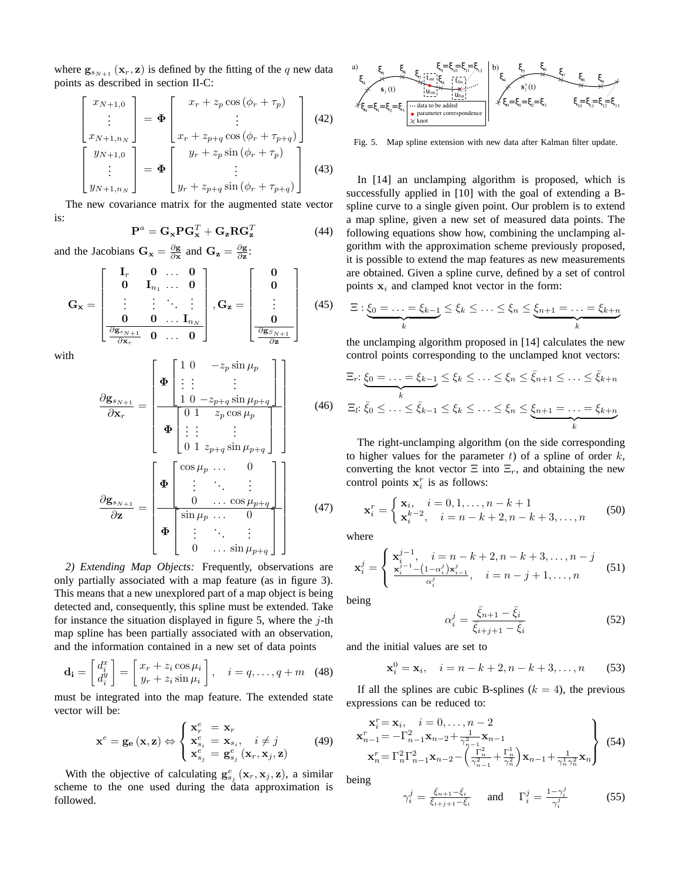where $\mathbf{g}_{s_{N+1}}(\mathbf{x}_r, \mathbf{z})$ is defined by the fitting of the $q$ new data points as described in section II-C:

$$\begin{bmatrix} x_{N+1,0} \\ \vdots \\ x_{N+1,n_N} \end{bmatrix} = \mathbf{\Phi} \begin{bmatrix} x_r + z_p \cos(\phi_r + \tau_p) \\ \vdots \\ x_r + z_{p+q} \cos(\phi_r + \tau_{p+q}) \end{bmatrix} \quad (42)$$

$$\begin{bmatrix} y_{N+1,0} \\ \vdots \\ y_{N+1,n_N} \end{bmatrix} = \mathbf{\Phi} \begin{bmatrix} y_r + z_p \sin(\phi_r + \tau_p) \\ \vdots \\ y_r + z_{p+q} \sin(\phi_r + \tau_{p+q}) \end{bmatrix} \quad (43)$$

The new covariance matrix for the augmented state vector is:

$$\mathbf{P}^a = \mathbf{G_x} \mathbf{P} \mathbf{G_x}^T + \mathbf{G_z} \mathbf{R} \mathbf{G_z}^T \quad (44)$$

and the Jacobians $\mathbf{G_x} = \frac{\partial \mathbf{g}}{\partial \mathbf{x}}$ and $\mathbf{G_z} = \frac{\partial \mathbf{g}}{\partial \mathbf{z}}$:

$$\mathbf{G_x} = \begin{bmatrix} \mathbf{I}_r & \mathbf{0} & \dots & \mathbf{0} \\ \mathbf{0} & \mathbf{I}_{n_1} & \dots & \mathbf{0} \\ \vdots & \vdots & \ddots & \vdots \\ \mathbf{0} & \mathbf{0} & \dots & \mathbf{I}_{n_N} \\ \hline \frac{\partial \mathbf{g}_{s_{N+1}}}{\partial \mathbf{x}_r} & \mathbf{0} & \dots & \mathbf{0} \end{bmatrix}, \mathbf{G_z} = \begin{bmatrix} \mathbf{0} \\ \mathbf{0} \\ \vdots \\ \mathbf{0} \\ \hline \frac{\partial \mathbf{g}_{s_{N+1}}}{\partial \mathbf{z}} \end{bmatrix} \quad (45)$$

with

$$\frac{\partial \mathbf{g}_{s_{N+1}}}{\partial \mathbf{x}_r} = \begin{bmatrix} \mathbf{\Phi} \begin{bmatrix} 1 & 0 & -z_p \sin \mu_p \\ \vdots & \vdots & \vdots \\ 1 & 0 & -z_{p+q} \sin \mu_{p+q} \end{bmatrix} \\ \hline \mathbf{\Phi} \begin{bmatrix} 0 & 1 & z_p \cos \mu_p \\ \vdots & \vdots & \vdots \\ 0 & 1 & z_{p+q} \sin \mu_{p+q} \end{bmatrix} \end{bmatrix} \quad (46)$$

$$\frac{\partial \mathbf{g}_{s_{N+1}}}{\partial \mathbf{z}} = \begin{bmatrix} \mathbf{\Phi} \begin{bmatrix} \cos \mu_p & \dots & 0 \\ \vdots & \ddots & \vdots \\ 0 & \dots & \cos \mu_{p+q} \end{bmatrix} \\ \hline \mathbf{\Phi} \begin{bmatrix} \sin \mu_p & \dots & 0 \\ \vdots & \ddots & \vdots \\ 0 & \dots & \sin \mu_{p+q} \end{bmatrix} \end{bmatrix} \quad (47)$$

*2) Extending Map Objects:* Frequently, observations are only partially associated with a map feature (as in figure 3). This means that a new unexplored part of a map object is being detected and, consequently, this spline must be extended. Take for instance the situation displayed in figure 5, where the $j$-th map spline has been partially associated with an observation, and the information contained in a new set of data points

$$\mathbf{d_i} = \begin{bmatrix} d_i^x \\ d_i^y \end{bmatrix} = \begin{bmatrix} x_r + z_i \cos \mu_i \\ y_r + z_i \sin \mu_i \end{bmatrix}, \quad i = q, \dots, q+m \quad (48)$$

must be integrated into the map feature. The extended state vector will be:

$$\mathbf{x}^e = \mathbf{g_e}(\mathbf{x}, \mathbf{z}) \Leftrightarrow \begin{cases} \mathbf{x}_r^e &= \mathbf{x}_r \\ \mathbf{x}_{s_i}^e &= \mathbf{x}_{s_i}, \quad i \neq j \\ \mathbf{x}_{s_j}^e &= \mathbf{g}_{s_j}^e(\mathbf{x}_r, \mathbf{x}_j, \mathbf{z}) \end{cases} \quad (49)$$

With the objective of calculating $\mathbf{g}_{s_j}^e(\mathbf{x}_r, \mathbf{x}_j, \mathbf{z})$, a similar scheme to the one used during the data approximation is followed.

Fig. 5. Map spline extension with new data after Kalman filter update.

In [14] an unclamping algorithm is proposed, which is successfully applied in [10] with the goal of extending a B-spline curve to a single given point. Our problem is to extend a map spline, given a new set of measured data points. The following equations show how, combining the unclamping algorithm with the approximation scheme previously proposed, it is possible to extend the map features as new measurements are obtained. Given a spline curve, defined by a set of control points $\mathbf{x}_i$ and clamped knot vector in the form:

$$\Xi : \underbrace{\xi_0 = \ldots = \xi_{k-1}}_{k} \leq \xi_k \leq \cdots \leq \xi_n \leq \underbrace{\xi_{n+1} = \ldots = \xi_{k+n}}_{k}$$

the unclamping algorithm proposed in [14] calculates the new control points corresponding to the unclamped knot vectors:

$$\Xi_r : \underbrace{\xi_0 = \ldots = \xi_{k-1}}_{k} \leq \xi_k \leq \cdots \leq \xi_n \leq \bar{\xi}_{n+1} \leq \cdots \leq \bar{\xi}_{k+n}$$

$$\Xi_l : \bar{\xi}_0 \leq \cdots \leq \bar{\xi}_{k-1} \leq \xi_k \leq \cdots \leq \xi_n \leq \underbrace{\xi_{n+1} = \ldots = \xi_{k+n}}_{k}$$

The right-unclamping algorithm (on the side corresponding to higher values for the parameter $t$) of a spline of order $k$, converting the knot vector $\Xi$ into $\Xi_r$, and obtaining the new control points $\mathbf{x}_i^r$ is as follows:

$$\mathbf{x}_i^r = \begin{cases} \mathbf{x}_i, & i = 0, 1, \ldots, n-k+1 \\ \mathbf{x}_i^{k-2}, & i = n-k+2, n-k+3, \ldots, n \end{cases} \quad (50)$$

where

$$\mathbf{x}_i^j = \begin{cases} \mathbf{x}_i^{j-1}, & i = n-k+2, n-k+3, \ldots, n-j \\ \frac{\mathbf{x}_i^{j-1} - (1-\alpha_i^j)\mathbf{x}_{i-1}^j}{\alpha_i^j}, & i = n-j+1, \ldots, n \end{cases} \quad (51)$$

being

$$\alpha_i^j = \frac{\bar{\xi}_{n+1} - \bar{\xi}_i}{\bar{\xi}_{i+j+1} - \bar{\xi}_i} \quad (52)$$

and the initial values are set to

$$\mathbf{x}_i^0 = \mathbf{x}_i, \quad i = n-k+2, n-k+3, \ldots, n \quad (53)$$

If all the splines are cubic B-splines ($k = 4$), the previous expressions can be reduced to:

$$\left.\begin{aligned} \mathbf{x}_i^r &= \mathbf{x}_i, \quad i = 0, \ldots, n-2 \\ \mathbf{x}_{n-1}^r &= -\Gamma_{n-1}^2 \mathbf{x}_{n-2} + \frac{1}{\gamma_{n-1}^2} \mathbf{x}_{n-1} \\ \mathbf{x}_n^r &= \Gamma_n^2 \Gamma_{n-1}^2 \mathbf{x}_{n-2} - \left( \frac{\Gamma_n^2}{\gamma_{n-1}^2} + \frac{\Gamma_n^1}{\gamma_n^2} \right) \mathbf{x}_{n-1} + \frac{1}{\gamma_n^1 \gamma_n^2} \mathbf{x}_n \end{aligned}\right\} \quad (54)$$

being

$$\gamma_i^j = \frac{\bar{\xi}_{n+1} - \bar{\xi}_i}{\bar{\xi}_{i+j+1} - \bar{\xi}_i} \quad \text{and} \quad \Gamma_i^j = \frac{1 - \gamma_i^j}{\gamma_i^j} \quad (55)$$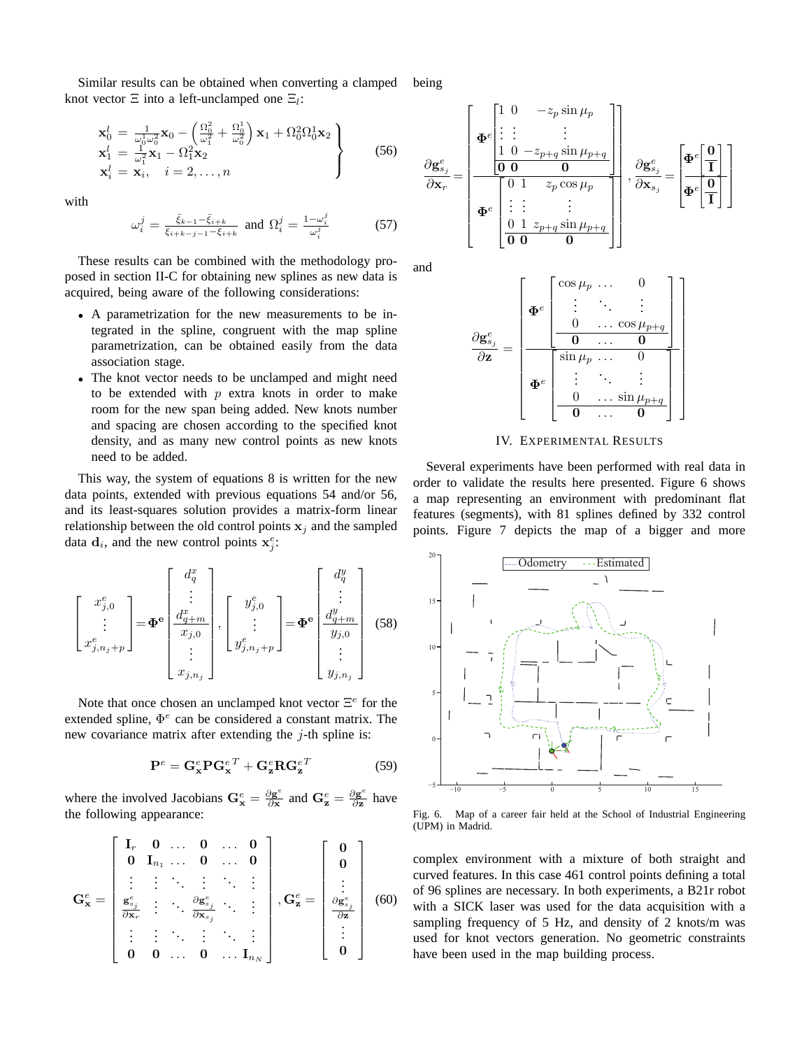Similar results can be obtained when converting a clamped knot vector $\Xi$ into a left-unclamped one $\Xi_l$:

$$\left.\begin{aligned} \mathbf{x}_0^l &= \frac{1}{\omega_0^1\omega_0^2}\mathbf{x}_0 - \left(\frac{\Omega_0^2}{\omega_1^2}+\frac{\Omega_0^1}{\omega_0^2}\right)\mathbf{x}_1 + \Omega_0^2\Omega_0^1\mathbf{x}_2 \\ \mathbf{x}_1^l &= \frac{1}{\omega_1^2}\mathbf{x}_1 - \Omega_1^2\mathbf{x}_2 \\ \mathbf{x}_i^l &= \mathbf{x}_i, \quad i=2,\ldots,n \end{aligned}\right\} \tag{56}$$

with

$$\omega_i^j = \frac{\bar{\xi}_{k-1}-\bar{\xi}_{i+k}}{\xi_{i+k-j-1}-\xi_{i+k}} \text{ and } \Omega_i^j = \frac{1-\omega_i^j}{\omega_i^j} \tag{57}$$

These results can be combined with the methodology proposed in section II-C for obtaining new splines as new data is acquired, being aware of the following considerations:

- A parametrization for the new measurements to be integrated in the spline, congruent with the map spline parametrization, can be obtained easily from the data association stage.
- The knot vector needs to be unclamped and might need to be extended with $p$ extra knots in order to make room for the new span being added. New knots number and spacing are chosen according to the specified knot density, and as many new control points as new knots need to be added.

This way, the system of equations 8 is written for the new data points, extended with previous equations 54 and/or 56, and its least-squares solution provides a matrix-form linear relationship between the old control points $\mathbf{x}_j$ and the sampled data $\mathbf{d}_i$, and the new control points $\mathbf{x}_j^e$:

$$\begin{bmatrix} x_{j,0}^e \\ \vdots \\ x_{j,n_j+p}^e \end{bmatrix} = \mathbf{\Phi^e}\begin{bmatrix} d_q^x \\ \vdots \\ d_{q+m}^x \\ x_{j,0} \\ \vdots \\ x_{j,n_j} \end{bmatrix}, \begin{bmatrix} y_{j,0}^e \\ \vdots \\ y_{j,n_j+p}^e \end{bmatrix} = \mathbf{\Phi^e}\begin{bmatrix} d_q^y \\ \vdots \\ d_{q+m}^y \\ y_{j,0} \\ \vdots \\ y_{j,n_j} \end{bmatrix} \tag{58}$$

Note that once chosen an unclamped knot vector $\Xi^e$ for the extended spline, $\Phi^e$ can be considered a constant matrix. The new covariance matrix after extending the $j$-th spline is:

$$\mathbf{P}^e = \mathbf{G_x^e}\mathbf{P}\mathbf{G_x^e}^T + \mathbf{G_z^e}\mathbf{R}\mathbf{G_z^e}^T \tag{59}$$

where the involved Jacobians $\mathbf{G_x^e} = \frac{\partial \mathbf{g}^e}{\partial \mathbf{x}}$ and $\mathbf{G_z^e} = \frac{\partial \mathbf{g}^e}{\partial \mathbf{z}}$ have the following appearance:

$$\mathbf{G_x^e} = \begin{bmatrix} \mathbf{I}_r & \mathbf{0} & \ldots & \mathbf{0} & \ldots & \mathbf{0} \\ \mathbf{0} & \mathbf{I}_{n_1} & \ldots & \mathbf{0} & \ldots & \mathbf{0} \\ \vdots & \vdots & \ddots & \vdots & \ddots & \vdots \\ \frac{\mathbf{g}_{s_j}^e}{\partial \mathbf{x}_r} & \vdots & \ddots & \frac{\partial \mathbf{g}_{s_j}^e}{\partial \mathbf{x}_{s_j}} & \ddots & \vdots \\ \vdots & \vdots & \ddots & \vdots & \ddots & \vdots \\ \mathbf{0} & \mathbf{0} & \ldots & \mathbf{0} & \ldots & \mathbf{I}_{n_N} \end{bmatrix}, \mathbf{G_z^e} = \begin{bmatrix} \mathbf{0} \\ \mathbf{0} \\ \vdots \\ \frac{\partial \mathbf{g}_{s_j}^e}{\partial \mathbf{z}} \\ \vdots \\ \mathbf{0} \end{bmatrix} \tag{60}$$

being

$$\frac{\partial \mathbf{g}_{s_j}^e}{\partial \mathbf{x}_r} = \begin{bmatrix} \mathbf{\Phi}^e \begin{bmatrix} 1 & 0 & -z_p \sin\mu_p \\ \vdots & \vdots & \vdots \\ 1 & 0 & -z_{p+q}\sin\mu_{p+q} \\ \hline \mathbf{0} & \mathbf{0} & \mathbf{0} \end{bmatrix} \\ \hline \mathbf{\Phi}^e \begin{bmatrix} 0 & 1 & z_p \cos\mu_p \\ \vdots & \vdots & \vdots \\ 0 & 1 & z_{p+q}\sin\mu_{p+q} \\ \hline \mathbf{0} & \mathbf{0} & \mathbf{0} \end{bmatrix} \end{bmatrix}, \frac{\partial \mathbf{g}_{s_j}^e}{\partial \mathbf{x}_{s_j}} = \begin{bmatrix} \mathbf{\Phi}^e \begin{bmatrix} \mathbf{0} \\ \hline \mathbf{I} \end{bmatrix} \\ \hline \mathbf{\Phi}^e \begin{bmatrix} \mathbf{0} \\ \hline \mathbf{I} \end{bmatrix} \end{bmatrix}$$

and

$$\frac{\partial \mathbf{g}_{s_j}^e}{\partial \mathbf{z}} = \begin{bmatrix} \mathbf{\Phi}^e \begin{bmatrix} \cos\mu_p & \ldots & 0 \\ \vdots & \ddots & \vdots \\ 0 & \ldots & \cos\mu_{p+q} \\ \hline \mathbf{0} & \ldots & \mathbf{0} \end{bmatrix} \\ \hline \mathbf{\Phi}^e \begin{bmatrix} \sin\mu_p & \ldots & 0 \\ \vdots & \ddots & \vdots \\ 0 & \ldots & \sin\mu_{p+q} \\ \hline \mathbf{0} & \ldots & \mathbf{0} \end{bmatrix} \end{bmatrix}$$

## IV. Experimental Results

Several experiments have been performed with real data in order to validate the results here presented. Figure 6 shows a map representing an environment with predominant flat features (segments), with 81 splines defined by 332 control points. Figure 7 depicts the map of a bigger and more complex environment with a mixture of both straight and curved features. In this case 461 control points defining a total of 96 splines are necessary. In both experiments, a B21r robot with a SICK laser was used for the data acquisition with a sampling frequency of 5 Hz, and density of 2 knots/m was used for knot vectors generation. No geometric constraints have been used in the map building process.

Fig. 6. Map of a career fair held at the School of Industrial Engineering (UPM) in Madrid.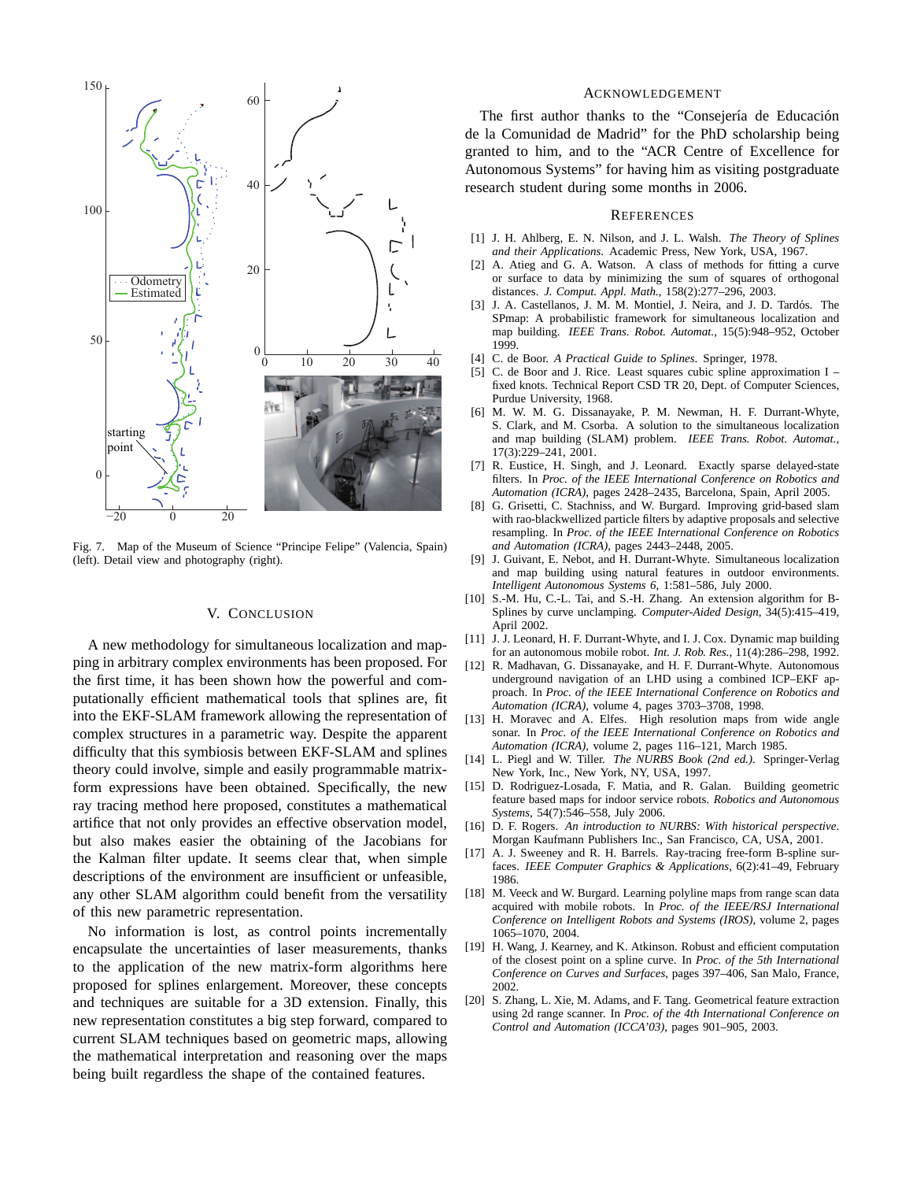150

100

50

0

−20 0 20

Odometry
Estimated

starting point

60

40

20

0

0 10 20 30 40

Fig. 7. Map of the Museum of Science "Principe Felipe" (Valencia, Spain) (left). Detail view and photography (right).

## V. Conclusion

A new methodology for simultaneous localization and mapping in arbitrary complex environments has been proposed. For the first time, it has been shown how the powerful and computationally efficient mathematical tools that splines are, fit into the EKF-SLAM framework allowing the representation of complex structures in a parametric way. Despite the apparent difficulty that this symbiosis between EKF-SLAM and splines theory could involve, simple and easily programmable matrix-form expressions have been obtained. Specifically, the new ray tracing method here proposed, constitutes a mathematical artifice that not only provides an effective observation model, but also makes easier the obtaining of the Jacobians for the Kalman filter update. It seems clear that, when simple descriptions of the environment are insufficient or unfeasible, any other SLAM algorithm could benefit from the versatility of this new parametric representation.

No information is lost, as control points incrementally encapsulate the uncertainties of laser measurements, thanks to the application of the new matrix-form algorithms here proposed for splines enlargement. Moreover, these concepts and techniques are suitable for a 3D extension. Finally, this new representation constitutes a big step forward, compared to current SLAM techniques based on geometric maps, allowing the mathematical interpretation and reasoning over the maps being built regardless the shape of the contained features.

## Acknowledgement

The first author thanks to the "Consejería de Educación de la Comunidad de Madrid" for the PhD scholarship being granted to him, and to the "ACR Centre of Excellence for Autonomous Systems" for having him as visiting postgraduate research student during some months in 2006.

## References

[1] J. H. Ahlberg, E. N. Nilson, and J. L. Walsh. *The Theory of Splines and their Applications*. Academic Press, New York, USA, 1967.

[2] A. Atieg and G. A. Watson. A class of methods for fitting a curve or surface to data by minimizing the sum of squares of orthogonal distances. *J. Comput. Appl. Math.*, 158(2):277–296, 2003.

[3] J. A. Castellanos, J. M. M. Montiel, J. Neira, and J. D. Tardós. The SPmap: A probabilistic framework for simultaneous localization and map building. *IEEE Trans. Robot. Automat.*, 15(5):948–952, October 1999.

[4] C. de Boor. *A Practical Guide to Splines*. Springer, 1978.

[5] C. de Boor and J. Rice. Least squares cubic spline approximation I – fixed knots. Technical Report CSD TR 20, Dept. of Computer Sciences, Purdue University, 1968.

[6] M. W. M. G. Dissanayake, P. M. Newman, H. F. Durrant-Whyte, S. Clark, and M. Csorba. A solution to the simultaneous localization and map building (SLAM) problem. *IEEE Trans. Robot. Automat.*, 17(3):229–241, 2001.

[7] R. Eustice, H. Singh, and J. Leonard. Exactly sparse delayed-state filters. In *Proc. of the IEEE International Conference on Robotics and Automation (ICRA)*, pages 2428–2435, Barcelona, Spain, April 2005.

[8] G. Grisetti, C. Stachniss, and W. Burgard. Improving grid-based slam with rao-blackwellized particle filters by adaptive proposals and selective resampling. In *Proc. of the IEEE International Conference on Robotics and Automation (ICRA)*, pages 2443–2448, 2005.

[9] J. Guivant, E. Nebot, and H. Durrant-Whyte. Simultaneous localization and map building using natural features in outdoor environments. *Intelligent Autonomous Systems 6*, 1:581–586, July 2000.

[10] S.-M. Hu, C.-L. Tai, and S.-H. Zhang. An extension algorithm for B-Splines by curve unclamping. *Computer-Aided Design*, 34(5):415–419, April 2002.

[11] J. J. Leonard, H. F. Durrant-Whyte, and I. J. Cox. Dynamic map building for an autonomous mobile robot. *Int. J. Rob. Res.*, 11(4):286–298, 1992.

[12] R. Madhavan, G. Dissanayake, and H. F. Durrant-Whyte. Autonomous underground navigation of an LHD using a combined ICP–EKF approach. In *Proc. of the IEEE International Conference on Robotics and Automation (ICRA)*, volume 4, pages 3703–3708, 1998.

[13] H. Moravec and A. Elfes. High resolution maps from wide angle sonar. In *Proc. of the IEEE International Conference on Robotics and Automation (ICRA)*, volume 2, pages 116–121, March 1985.

[14] L. Piegl and W. Tiller. *The NURBS Book (2nd ed.)*. Springer-Verlag New York, Inc., New York, NY, USA, 1997.

[15] D. Rodriguez-Losada, F. Matia, and R. Galan. Building geometric feature based maps for indoor service robots. *Robotics and Autonomous Systems*, 54(7):546–558, July 2006.

[16] D. F. Rogers. *An introduction to NURBS: With historical perspective*. Morgan Kaufmann Publishers Inc., San Francisco, CA, USA, 2001.

[17] A. J. Sweeney and R. H. Barrels. Ray-tracing free-form B-spline surfaces. *IEEE Computer Graphics & Applications*, 6(2):41–49, February 1986.

[18] M. Veeck and W. Burgard. Learning polyline maps from range scan data acquired with mobile robots. In *Proc. of the IEEE/RSJ International Conference on Intelligent Robots and Systems (IROS)*, volume 2, pages 1065–1070, 2004.

[19] H. Wang, J. Kearney, and K. Atkinson. Robust and efficient computation of the closest point on a spline curve. In *Proc. of the 5th International Conference on Curves and Surfaces*, pages 397–406, San Malo, France, 2002.

[20] S. Zhang, L. Xie, M. Adams, and F. Tang. Geometrical feature extraction using 2d range scanner. In *Proc. of the 4th International Conference on Control and Automation (ICCA'03)*, pages 901–905, 2003.